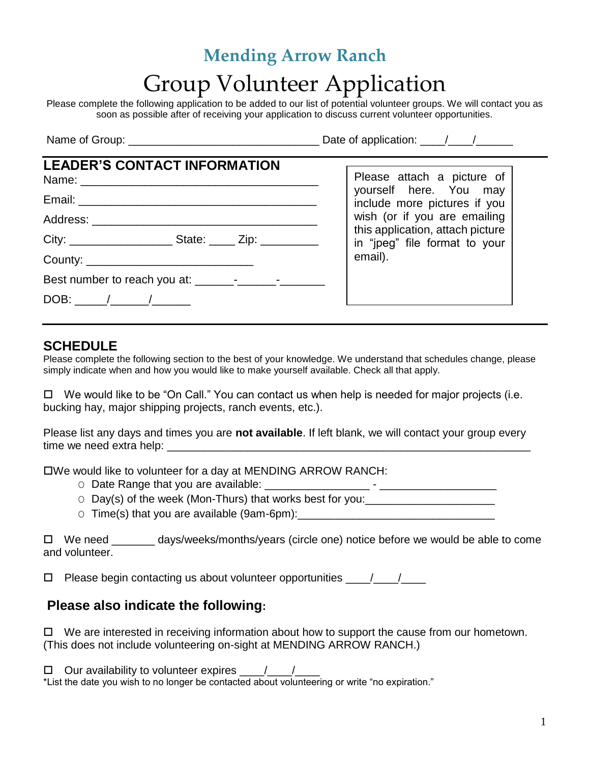# Mending Arrow Ranch

# Group Volunteer Application

Please complete the following application to be added to our list of potential volunteer groups. We will contact you as soon as possible after of receiving your application to discuss current volunteer opportunities.

Name of Group: ______________________________ Date of application: ____/____/______

## LEADER'S CONTACT INFORMATION

Name: ____________________________________

Email: ____________________________________

Address: __________________________________

City: ________________ State: ____ Zip: _________

County: __________________________

Best number to reach you at: ______-______-_______

DOB: _____/______/______

> Please attach a picture of yourself here. You may include more pictures if you wish (or if you are emailing this application, attach picture in "jpeg" file format to your email).

## SCHEDULE

Please complete the following section to the best of your knowledge. We understand that schedules change, please simply indicate when and how you would like to make yourself available. Check all that apply.

☐ We would like to be "On Call." You can contact us when help is needed for major projects (i.e. bucking hay, major shipping projects, ranch events, etc.).

Please list any days and times you are **not available**. If left blank, we will contact your group every time we need extra help: ____________________________________________________________

☐ We would like to volunteer for a day at MENDING ARROW RANCH:

- Date Range that you are available: _________________ - ___________________
- Day(s) of the week (Mon-Thurs) that works best for you:_____________________
- Time(s) that you are available (9am-6pm):________________________________

☐ We need _______ days/weeks/months/years (circle one) notice before we would be able to come and volunteer.

☐ Please begin contacting us about volunteer opportunities ____/____/____

## Please also indicate the following:

☐ We are interested in receiving information about how to support the cause from our hometown. (This does not include volunteering on-sight at MENDING ARROW RANCH.)

☐ Our availability to volunteer expires ____/____/____

*List the date you wish to no longer be contacted about volunteering or write "no expiration."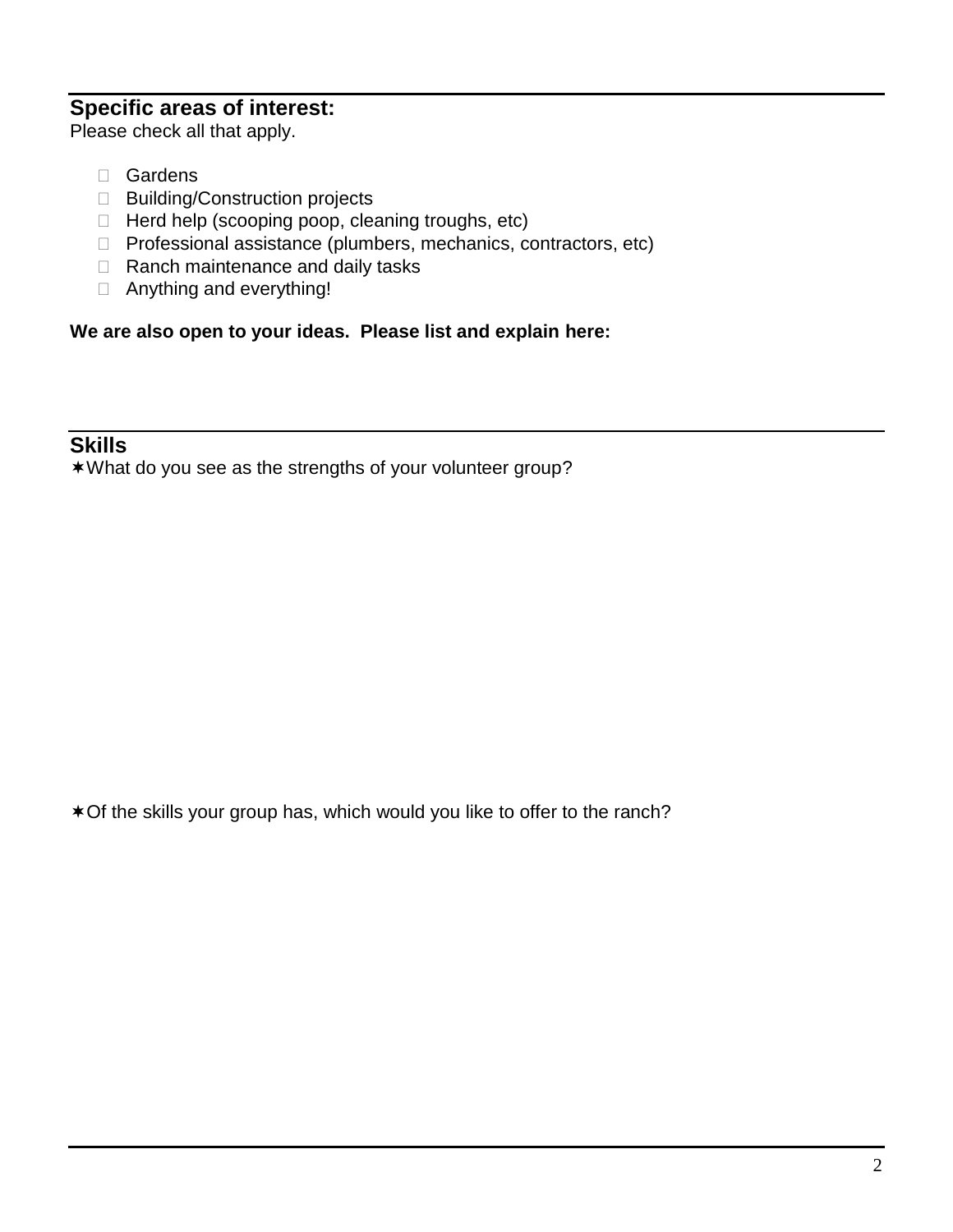## Specific areas of interest:

Please check all that apply.

- ☐ Gardens
- ☐ Building/Construction projects
- ☐ Herd help (scooping poop, cleaning troughs, etc)
- ☐ Professional assistance (plumbers, mechanics, contractors, etc)
- ☐ Ranch maintenance and daily tasks
- ☐ Anything and everything!

**We are also open to your ideas. Please list and explain here:**

## Skills

✶What do you see as the strengths of your volunteer group?

✶Of the skills your group has, which would you like to offer to the ranch?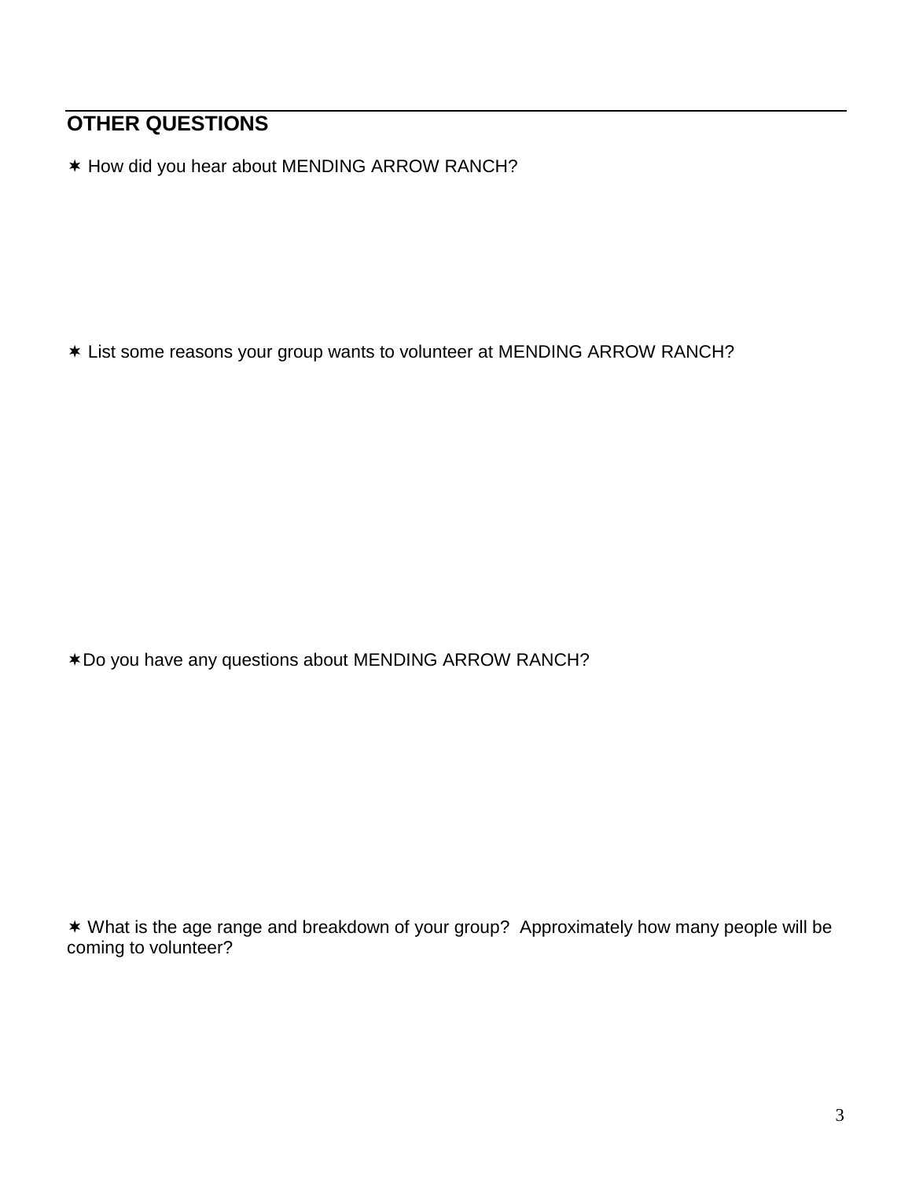## OTHER QUESTIONS

✶ How did you hear about MENDING ARROW RANCH?

✶ List some reasons your group wants to volunteer at MENDING ARROW RANCH?

✶Do you have any questions about MENDING ARROW RANCH?

✶ What is the age range and breakdown of your group? Approximately how many people will be coming to volunteer?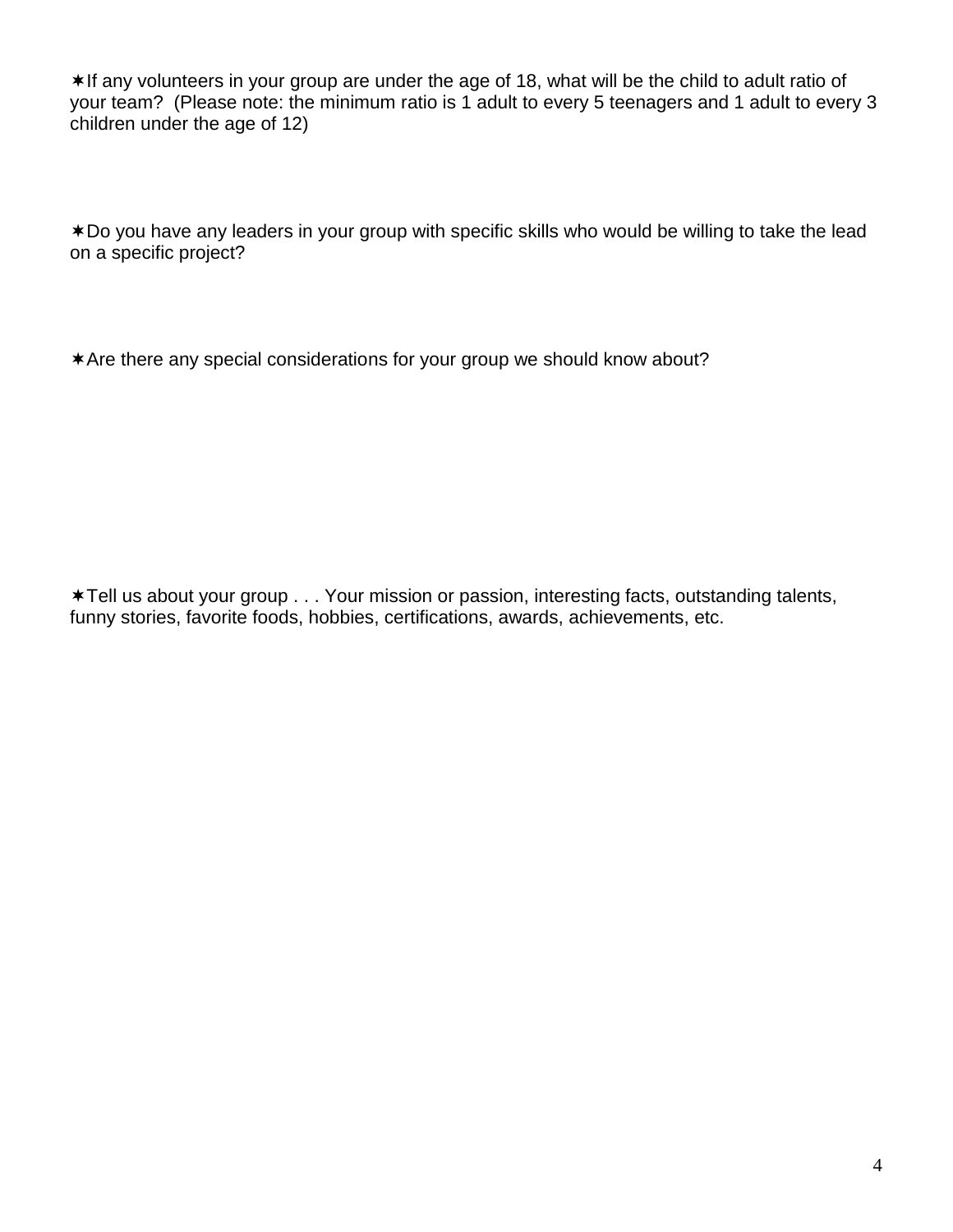✶If any volunteers in your group are under the age of 18, what will be the child to adult ratio of your team? (Please note: the minimum ratio is 1 adult to every 5 teenagers and 1 adult to every 3 children under the age of 12)

✶Do you have any leaders in your group with specific skills who would be willing to take the lead on a specific project?

✶Are there any special considerations for your group we should know about?

✶Tell us about your group . . . Your mission or passion, interesting facts, outstanding talents, funny stories, favorite foods, hobbies, certifications, awards, achievements, etc.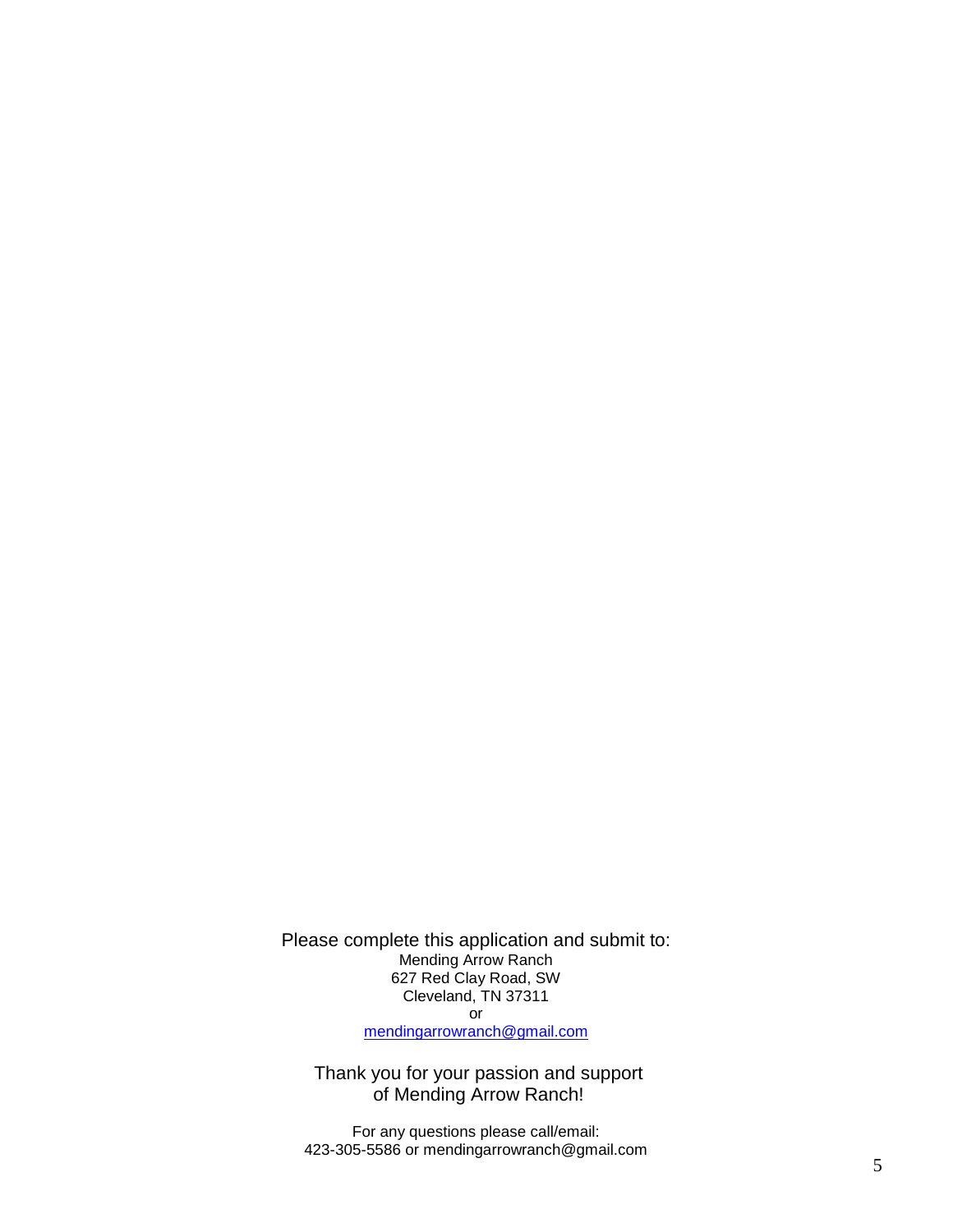Please complete this application and submit to:

Mending Arrow Ranch
627 Red Clay Road, SW
Cleveland, TN 37311
or
mendingarrowranch@gmail.com

Thank you for your passion and support
of Mending Arrow Ranch!

For any questions please call/email:
423-305-5586 or mendingarrowranch@gmail.com